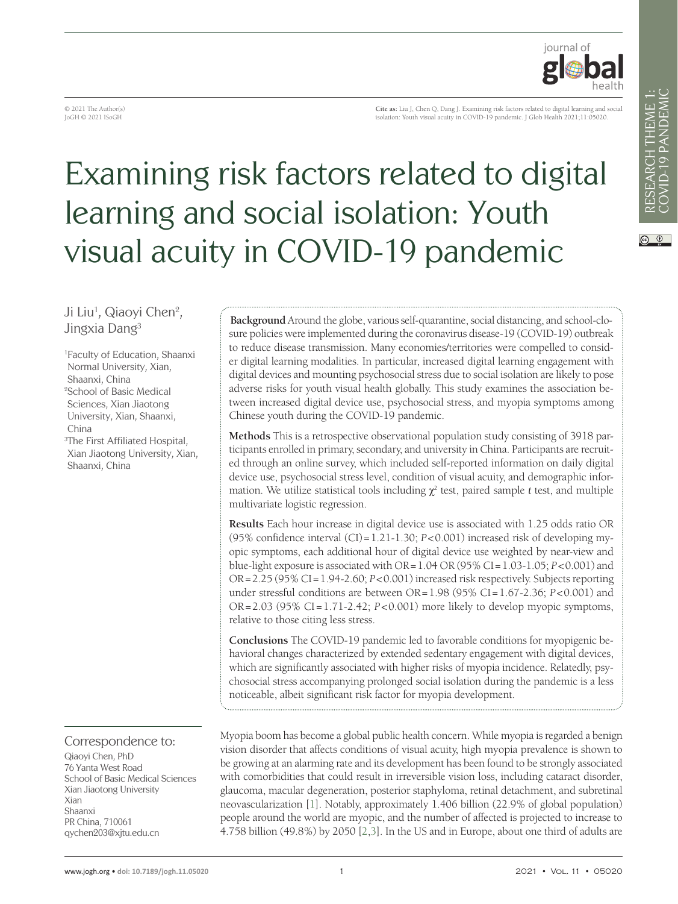© 2021 The Author(s)
JoGH © 2021 ISoGH

**Cite as:** Liu J, Chen Q, Dang J. Examining risk factors related to digital learning and social isolation: Youth visual acuity in COVID-19 pandemic. J Glob Health 2021;11:05020.

# Examining risk factors related to digital learning and social isolation: Youth visual acuity in COVID-19 pandemic

Ji Liu[1], Qiaoyi Chen[2], Jingxia Dang[3]

[1]Faculty of Education, Shaanxi Normal University, Xian, Shaanxi, China
[2]School of Basic Medical Sciences, Xian Jiaotong University, Xian, Shaanxi, China
[3]The First Affiliated Hospital, Xian Jiaotong University, Xian, Shaanxi, China

**Background** Around the globe, various self-quarantine, social distancing, and school-closure policies were implemented during the coronavirus disease-19 (COVID-19) outbreak to reduce disease transmission. Many economies/territories were compelled to consider digital learning modalities. In particular, increased digital learning engagement with digital devices and mounting psychosocial stress due to social isolation are likely to pose adverse risks for youth visual health globally. This study examines the association between increased digital device use, psychosocial stress, and myopia symptoms among Chinese youth during the COVID-19 pandemic.

**Methods** This is a retrospective observational population study consisting of 3918 participants enrolled in primary, secondary, and university in China. Participants are recruited through an online survey, which included self-reported information on daily digital device use, psychosocial stress level, condition of visual acuity, and demographic information. We utilize statistical tools including $\chi^2$ test, paired sample *t* test, and multiple multivariate logistic regression.

**Results** Each hour increase in digital device use is associated with 1.25 odds ratio OR (95% confidence interval (CI) = 1.21-1.30; $P<0.001$) increased risk of developing myopic symptoms, each additional hour of digital device use weighted by near-view and blue-light exposure is associated with OR = 1.04 OR (95% CI = 1.03-1.05; $P<0.001$) and OR = 2.25 (95% CI = 1.94-2.60; $P<0.001$) increased risk respectively. Subjects reporting under stressful conditions are between OR = 1.98 (95% CI = 1.67-2.36; $P<0.001$) and OR = 2.03 (95% CI = 1.71-2.42; $P<0.001$) more likely to develop myopic symptoms, relative to those citing less stress.

**Conclusions** The COVID-19 pandemic led to favorable conditions for myopigenic behavioral changes characterized by extended sedentary engagement with digital devices, which are significantly associated with higher risks of myopia incidence. Relatedly, psychosocial stress accompanying prolonged social isolation during the pandemic is a less noticeable, albeit significant risk factor for myopia development.

Correspondence to:
Qiaoyi Chen, PhD
76 Yanta West Road
School of Basic Medical Sciences
Xian Jiaotong University
Xian
Shaanxi
PR China, 710061
qychen203@xjtu.edu.cn

Myopia boom has become a global public health concern. While myopia is regarded a benign vision disorder that affects conditions of visual acuity, high myopia prevalence is shown to be growing at an alarming rate and its development has been found to be strongly associated with comorbidities that could result in irreversible vision loss, including cataract disorder, glaucoma, macular degeneration, posterior staphyloma, retinal detachment, and subretinal neovascularization [1]. Notably, approximately 1.406 billion (22.9% of global population) people around the world are myopic, and the number of affected is projected to increase to 4.758 billion (49.8%) by 2050 [2,3]. In the US and in Europe, about one third of adults are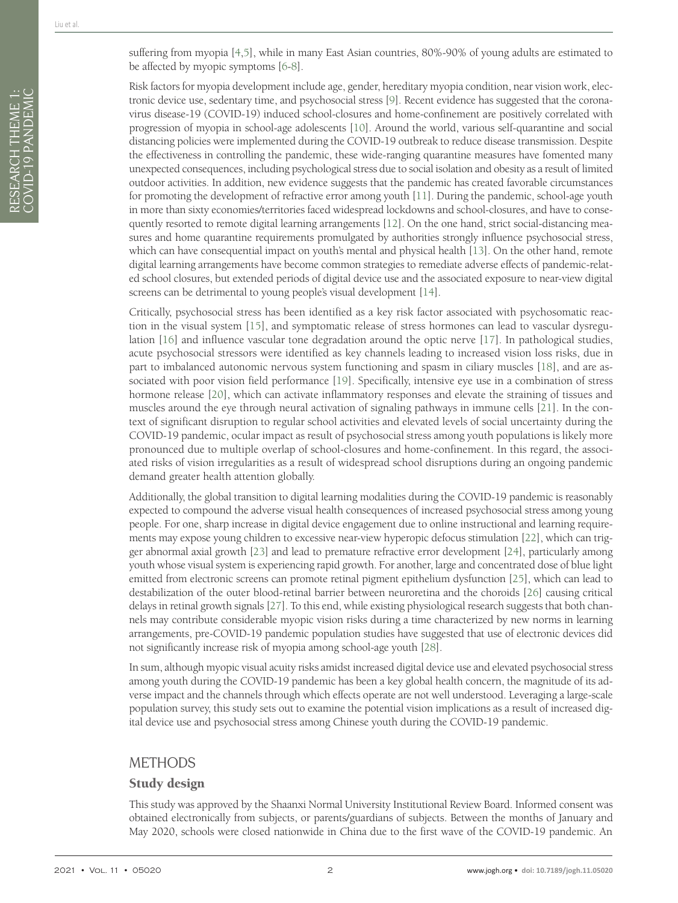suffering from myopia [4,5], while in many East Asian countries, 80%-90% of young adults are estimated to be affected by myopic symptoms [6-8].

Risk factors for myopia development include age, gender, hereditary myopia condition, near vision work, electronic device use, sedentary time, and psychosocial stress [9]. Recent evidence has suggested that the coronavirus disease-19 (COVID-19) induced school-closures and home-confinement are positively correlated with progression of myopia in school-age adolescents [10]. Around the world, various self-quarantine and social distancing policies were implemented during the COVID-19 outbreak to reduce disease transmission. Despite the effectiveness in controlling the pandemic, these wide-ranging quarantine measures have fomented many unexpected consequences, including psychological stress due to social isolation and obesity as a result of limited outdoor activities. In addition, new evidence suggests that the pandemic has created favorable circumstances for promoting the development of refractive error among youth [11]. During the pandemic, school-age youth in more than sixty economies/territories faced widespread lockdowns and school-closures, and have to consequently resorted to remote digital learning arrangements [12]. On the one hand, strict social-distancing measures and home quarantine requirements promulgated by authorities strongly influence psychosocial stress, which can have consequential impact on youth's mental and physical health [13]. On the other hand, remote digital learning arrangements have become common strategies to remediate adverse effects of pandemic-related school closures, but extended periods of digital device use and the associated exposure to near-view digital screens can be detrimental to young people's visual development [14].

Critically, psychosocial stress has been identified as a key risk factor associated with psychosomatic reaction in the visual system [15], and symptomatic release of stress hormones can lead to vascular dysregulation [16] and influence vascular tone degradation around the optic nerve [17]. In pathological studies, acute psychosocial stressors were identified as key channels leading to increased vision loss risks, due in part to imbalanced autonomic nervous system functioning and spasm in ciliary muscles [18], and are associated with poor vision field performance [19]. Specifically, intensive eye use in a combination of stress hormone release [20], which can activate inflammatory responses and elevate the straining of tissues and muscles around the eye through neural activation of signaling pathways in immune cells [21]. In the context of significant disruption to regular school activities and elevated levels of social uncertainty during the COVID-19 pandemic, ocular impact as result of psychosocial stress among youth populations is likely more pronounced due to multiple overlap of school-closures and home-confinement. In this regard, the associated risks of vision irregularities as a result of widespread school disruptions during an ongoing pandemic demand greater health attention globally.

Additionally, the global transition to digital learning modalities during the COVID-19 pandemic is reasonably expected to compound the adverse visual health consequences of increased psychosocial stress among young people. For one, sharp increase in digital device engagement due to online instructional and learning requirements may expose young children to excessive near-view hyperopic defocus stimulation [22], which can trigger abnormal axial growth [23] and lead to premature refractive error development [24], particularly among youth whose visual system is experiencing rapid growth. For another, large and concentrated dose of blue light emitted from electronic screens can promote retinal pigment epithelium dysfunction [25], which can lead to destabilization of the outer blood-retinal barrier between neuroretina and the choroids [26] causing critical delays in retinal growth signals [27]. To this end, while existing physiological research suggests that both channels may contribute considerable myopic vision risks during a time characterized by new norms in learning arrangements, pre-COVID-19 pandemic population studies have suggested that use of electronic devices did not significantly increase risk of myopia among school-age youth [28].

In sum, although myopic visual acuity risks amidst increased digital device use and elevated psychosocial stress among youth during the COVID-19 pandemic has been a key global health concern, the magnitude of its adverse impact and the channels through which effects operate are not well understood. Leveraging a large-scale population survey, this study sets out to examine the potential vision implications as a result of increased digital device use and psychosocial stress among Chinese youth during the COVID-19 pandemic.

## METHODS

### Study design

This study was approved by the Shaanxi Normal University Institutional Review Board. Informed consent was obtained electronically from subjects, or parents/guardians of subjects. Between the months of January and May 2020, schools were closed nationwide in China due to the first wave of the COVID-19 pandemic. An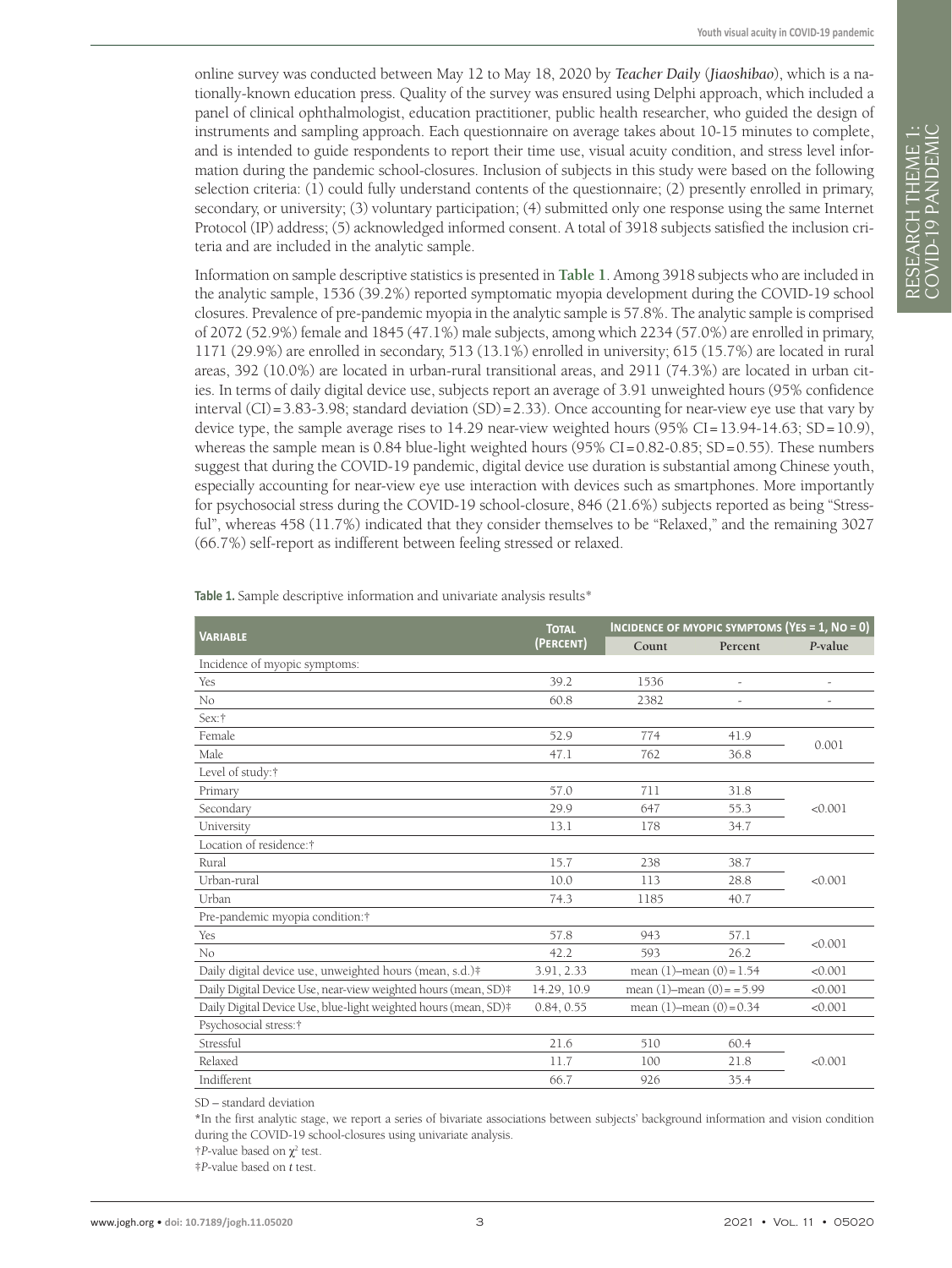online survey was conducted between May 12 to May 18, 2020 by *Teacher Daily* (*Jiaoshibao*), which is a nationally-known education press. Quality of the survey was ensured using Delphi approach, which included a panel of clinical ophthalmologist, education practitioner, public health researcher, who guided the design of instruments and sampling approach. Each questionnaire on average takes about 10-15 minutes to complete, and is intended to guide respondents to report their time use, visual acuity condition, and stress level information during the pandemic school-closures. Inclusion of subjects in this study were based on the following selection criteria: (1) could fully understand contents of the questionnaire; (2) presently enrolled in primary, secondary, or university; (3) voluntary participation; (4) submitted only one response using the same Internet Protocol (IP) address; (5) acknowledged informed consent. A total of 3918 subjects satisfied the inclusion criteria and are included in the analytic sample.

Information on sample descriptive statistics is presented in **Table 1**. Among 3918 subjects who are included in the analytic sample, 1536 (39.2%) reported symptomatic myopia development during the COVID-19 school closures. Prevalence of pre-pandemic myopia in the analytic sample is 57.8%. The analytic sample is comprised of 2072 (52.9%) female and 1845 (47.1%) male subjects, among which 2234 (57.0%) are enrolled in primary, 1171 (29.9%) are enrolled in secondary, 513 (13.1%) enrolled in university; 615 (15.7%) are located in rural areas, 392 (10.0%) are located in urban-rural transitional areas, and 2911 (74.3%) are located in urban cities. In terms of daily digital device use, subjects report an average of 3.91 unweighted hours (95% confidence interval (CI) = 3.83-3.98; standard deviation (SD) = 2.33). Once accounting for near-view eye use that vary by device type, the sample average rises to 14.29 near-view weighted hours (95% CI = 13.94-14.63; SD = 10.9), whereas the sample mean is 0.84 blue-light weighted hours (95% CI = 0.82-0.85; SD = 0.55). These numbers suggest that during the COVID-19 pandemic, digital device use duration is substantial among Chinese youth, especially accounting for near-view eye use interaction with devices such as smartphones. More importantly for psychosocial stress during the COVID-19 school-closure, 846 (21.6%) subjects reported as being "Stressful", whereas 458 (11.7%) indicated that they consider themselves to be "Relaxed," and the remaining 3027 (66.7%) self-report as indifferent between feeling stressed or relaxed.

**Table 1.** Sample descriptive information and univariate analysis results*

| Variable | Total (Percent) | Incidence of myopic symptoms (Yes = 1, No = 0) | | |
|---|---|---|---|---|
| | | Count | Percent | *P*-value |
| Incidence of myopic symptoms: | | | | |
| Yes | 39.2 | 1536 | - | - |
| No | 60.8 | 2382 | - | - |
| Sex:† | | | | |
| Female | 52.9 | 774 | 41.9 | 0.001 |
| Male | 47.1 | 762 | 36.8 | |
| Level of study:† | | | | |
| Primary | 57.0 | 711 | 31.8 | <0.001 |
| Secondary | 29.9 | 647 | 55.3 | |
| University | 13.1 | 178 | 34.7 | |
| Location of residence:† | | | | |
| Rural | 15.7 | 238 | 38.7 | <0.001 |
| Urban-rural | 10.0 | 113 | 28.8 | |
| Urban | 74.3 | 1185 | 40.7 | |
| Pre-pandemic myopia condition:† | | | | |
| Yes | 57.8 | 943 | 57.1 | <0.001 |
| No | 42.2 | 593 | 26.2 | |
| Daily digital device use, unweighted hours (mean, s.d.)‡ | 3.91, 2.33 | mean (1)–mean (0) = 1.54 | | <0.001 |
| Daily Digital Device Use, near-view weighted hours (mean, SD)‡ | 14.29, 10.9 | mean (1)–mean (0) = = 5.99 | | <0.001 |
| Daily Digital Device Use, blue-light weighted hours (mean, SD)‡ | 0.84, 0.55 | mean (1)–mean (0) = 0.34 | | <0.001 |
| Psychosocial stress:† | | | | |
| Stressful | 21.6 | 510 | 60.4 | <0.001 |
| Relaxed | 11.7 | 100 | 21.8 | |
| Indifferent | 66.7 | 926 | 35.4 | |

SD – standard deviation

*In the first analytic stage, we report a series of bivariate associations between subjects' background information and vision condition during the COVID-19 school-closures using univariate analysis.

†*P*-value based on $\chi^2$ test.

‡*P*-value based on *t* test.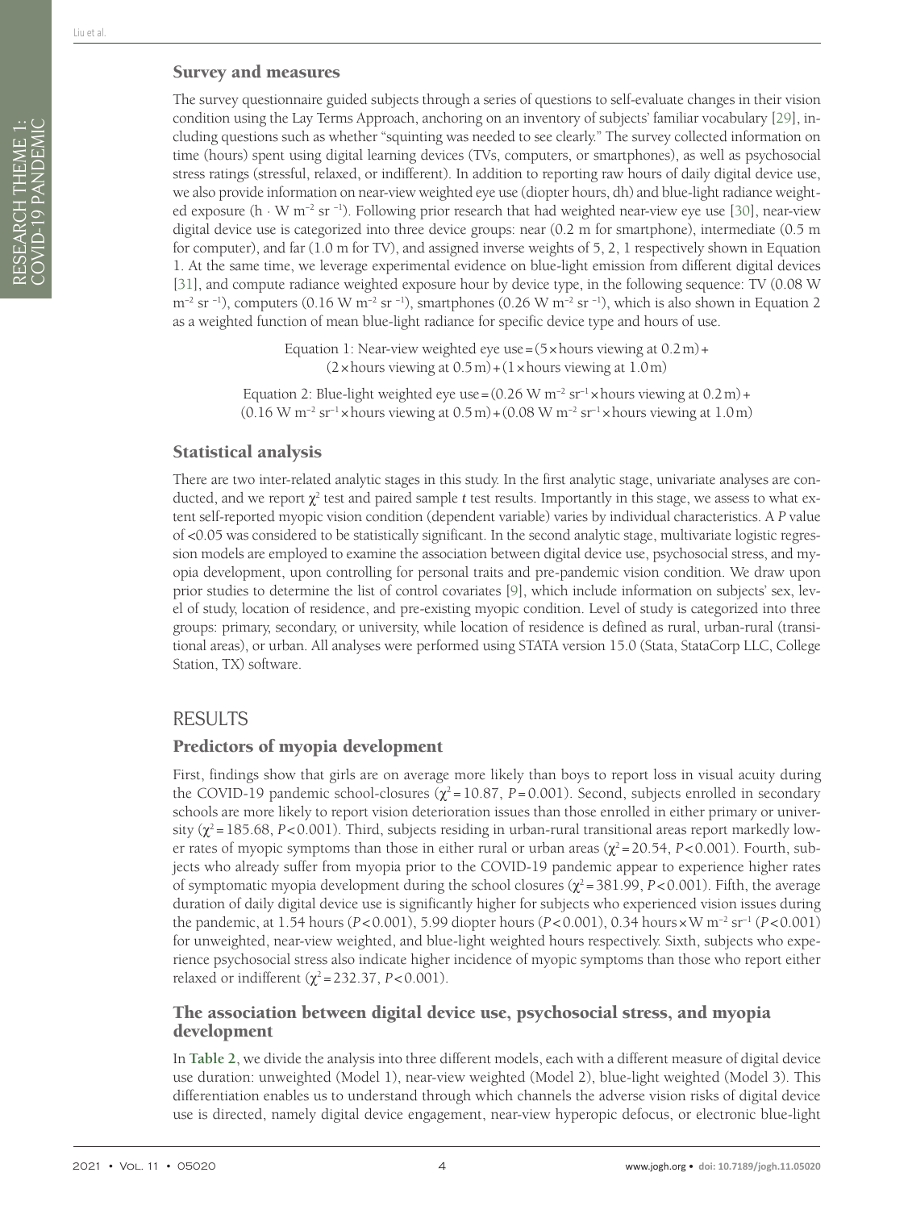## Survey and measures

The survey questionnaire guided subjects through a series of questions to self-evaluate changes in their vision condition using the Lay Terms Approach, anchoring on an inventory of subjects' familiar vocabulary [29], including questions such as whether "squinting was needed to see clearly." The survey collected information on time (hours) spent using digital learning devices (TVs, computers, or smartphones), as well as psychosocial stress ratings (stressful, relaxed, or indifferent). In addition to reporting raw hours of daily digital device use, we also provide information on near-view weighted eye use (diopter hours, dh) and blue-light radiance weighted exposure ($h \cdot W\ m^{-2}\ sr^{-1}$). Following prior research that had weighted near-view eye use [30], near-view digital device use is categorized into three device groups: near (0.2 m for smartphone), intermediate (0.5 m for computer), and far (1.0 m for TV), and assigned inverse weights of 5, 2, 1 respectively shown in Equation 1. At the same time, we leverage experimental evidence on blue-light emission from different digital devices [31], and compute radiance weighted exposure hour by device type, in the following sequence: TV ($0.08\ W\ m^{-2}\ sr^{-1}$), computers ($0.16\ W\ m^{-2}\ sr^{-1}$), smartphones ($0.26\ W\ m^{-2}\ sr^{-1}$), which is also shown in Equation 2 as a weighted function of mean blue-light radiance for specific device type and hours of use.

Equation 1: Near-view weighted eye use = (5 × hours viewing at 0.2 m) + (2 × hours viewing at 0.5 m) + (1 × hours viewing at 1.0 m)

Equation 2: Blue-light weighted eye use = ($0.26\ W\ m^{-2}\ sr^{-1}$ × hours viewing at 0.2 m) + ($0.16\ W\ m^{-2}\ sr^{-1}$ × hours viewing at 0.5 m) + ($0.08\ W\ m^{-2}\ sr^{-1}$ × hours viewing at 1.0 m)

## Statistical analysis

There are two inter-related analytic stages in this study. In the first analytic stage, univariate analyses are conducted, and we report $\chi^2$ test and paired sample *t* test results. Importantly in this stage, we assess to what extent self-reported myopic vision condition (dependent variable) varies by individual characteristics. A *P* value of <0.05 was considered to be statistically significant. In the second analytic stage, multivariate logistic regression models are employed to examine the association between digital device use, psychosocial stress, and myopia development, upon controlling for personal traits and pre-pandemic vision condition. We draw upon prior studies to determine the list of control covariates [9], which include information on subjects' sex, level of study, location of residence, and pre-existing myopic condition. Level of study is categorized into three groups: primary, secondary, or university, while location of residence is defined as rural, urban-rural (transitional areas), or urban. All analyses were performed using STATA version 15.0 (Stata, StataCorp LLC, College Station, TX) software.

# RESULTS

## Predictors of myopia development

First, findings show that girls are on average more likely than boys to report loss in visual acuity during the COVID-19 pandemic school-closures ($\chi^2 = 10.87$, $P = 0.001$). Second, subjects enrolled in secondary schools are more likely to report vision deterioration issues than those enrolled in either primary or university ($\chi^2 = 185.68$, $P < 0.001$). Third, subjects residing in urban-rural transitional areas report markedly lower rates of myopic symptoms than those in either rural or urban areas ($\chi^2 = 20.54$, $P < 0.001$). Fourth, subjects who already suffer from myopia prior to the COVID-19 pandemic appear to experience higher rates of symptomatic myopia development during the school closures ($\chi^2 = 381.99$, $P < 0.001$). Fifth, the average duration of daily digital device use is significantly higher for subjects who experienced vision issues during the pandemic, at 1.54 hours ($P < 0.001$), 5.99 diopter hours ($P < 0.001$), 0.34 hours × $W\ m^{-2}\ sr^{-1}$ ($P < 0.001$) for unweighted, near-view weighted, and blue-light weighted hours respectively. Sixth, subjects who experience psychosocial stress also indicate higher incidence of myopic symptoms than those who report either relaxed or indifferent ($\chi^2 = 232.37$, $P < 0.001$).

## The association between digital device use, psychosocial stress, and myopia development

In **Table 2**, we divide the analysis into three different models, each with a different measure of digital device use duration: unweighted (Model 1), near-view weighted (Model 2), blue-light weighted (Model 3). This differentiation enables us to understand through which channels the adverse vision risks of digital device use is directed, namely digital device engagement, near-view hyperopic defocus, or electronic blue-light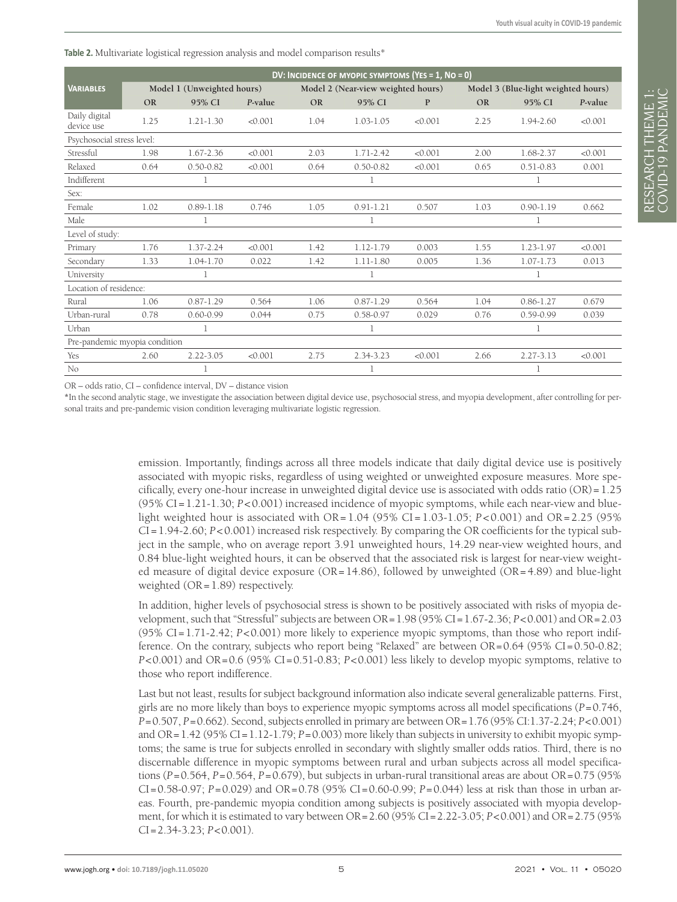**Table 2.** Multivariate logistical regression analysis and model comparison results*

| Variables | DV: Incidence of myopic symptoms (Yes = 1, No = 0) | | | | | | | | |
|---|---|---|---|---|---|---|---|---|---|
| | Model 1 (Unweighted hours) | | | Model 2 (Near-view weighted hours) | | | Model 3 (Blue-light weighted hours) | | |
| | OR | 95% CI | *P*-value | OR | 95% CI | P | OR | 95% CI | *P*-value |
| Daily digital device use | 1.25 | 1.21-1.30 | <0.001 | 1.04 | 1.03-1.05 | <0.001 | 2.25 | 1.94-2.60 | <0.001 |
| Psychosocial stress level: | | | | | | | | | |
| Stressful | 1.98 | 1.67-2.36 | <0.001 | 2.03 | 1.71-2.42 | <0.001 | 2.00 | 1.68-2.37 | <0.001 |
| Relaxed | 0.64 | 0.50-0.82 | <0.001 | 0.64 | 0.50-0.82 | <0.001 | 0.65 | 0.51-0.83 | 0.001 |
| Indifferent | | 1 | | | 1 | | | 1 | |
| Sex: | | | | | | | | | |
| Female | 1.02 | 0.89-1.18 | 0.746 | 1.05 | 0.91-1.21 | 0.507 | 1.03 | 0.90-1.19 | 0.662 |
| Male | | 1 | | | 1 | | | 1 | |
| Level of study: | | | | | | | | | |
| Primary | 1.76 | 1.37-2.24 | <0.001 | 1.42 | 1.12-1.79 | 0.003 | 1.55 | 1.23-1.97 | <0.001 |
| Secondary | 1.33 | 1.04-1.70 | 0.022 | 1.42 | 1.11-1.80 | 0.005 | 1.36 | 1.07-1.73 | 0.013 |
| University | | 1 | | | 1 | | | 1 | |
| Location of residence: | | | | | | | | | |
| Rural | 1.06 | 0.87-1.29 | 0.564 | 1.06 | 0.87-1.29 | 0.564 | 1.04 | 0.86-1.27 | 0.679 |
| Urban-rural | 0.78 | 0.60-0.99 | 0.044 | 0.75 | 0.58-0.97 | 0.029 | 0.76 | 0.59-0.99 | 0.039 |
| Urban | | 1 | | | 1 | | | 1 | |
| Pre-pandemic myopia condition | | | | | | | | | |
| Yes | 2.60 | 2.22-3.05 | <0.001 | 2.75 | 2.34-3.23 | <0.001 | 2.66 | 2.27-3.13 | <0.001 |
| No | | 1 | | | 1 | | | 1 | |

OR – odds ratio, CI – confidence interval, DV – distance vision

*In the second analytic stage, we investigate the association between digital device use, psychosocial stress, and myopia development, after controlling for personal traits and pre-pandemic vision condition leveraging multivariate logistic regression.

emission. Importantly, findings across all three models indicate that daily digital device use is positively associated with myopic risks, regardless of using weighted or unweighted exposure measures. More specifically, every one-hour increase in unweighted digital device use is associated with odds ratio (OR) = 1.25 (95% CI = 1.21-1.30; $P<0.001$) increased incidence of myopic symptoms, while each near-view and blue-light weighted hour is associated with OR = 1.04 (95% CI = 1.03-1.05; $P<0.001$) and OR = 2.25 (95% CI = 1.94-2.60; $P<0.001$) increased risk respectively. By comparing the OR coefficients for the typical subject in the sample, who on average report 3.91 unweighted hours, 14.29 near-view weighted hours, and 0.84 blue-light weighted hours, it can be observed that the associated risk is largest for near-view weighted measure of digital device exposure (OR = 14.86), followed by unweighted (OR = 4.89) and blue-light weighted (OR = 1.89) respectively.

In addition, higher levels of psychosocial stress is shown to be positively associated with risks of myopia development, such that "Stressful" subjects are between OR = 1.98 (95% CI = 1.67-2.36; $P<0.001$) and OR = 2.03 (95% CI = 1.71-2.42; $P<0.001$) more likely to experience myopic symptoms, than those who report indifference. On the contrary, subjects who report being "Relaxed" are between OR = 0.64 (95% CI = 0.50-0.82; $P<0.001$) and OR = 0.6 (95% CI = 0.51-0.83; $P<0.001$) less likely to develop myopic symptoms, relative to those who report indifference.

Last but not least, results for subject background information also indicate several generalizable patterns. First, girls are no more likely than boys to experience myopic symptoms across all model specifications ($P=0.746$, $P=0.507$, $P=0.662$). Second, subjects enrolled in primary are between OR = 1.76 (95% CI:1.37-2.24; $P<0.001$) and OR = 1.42 (95% CI = 1.12-1.79; $P=0.003$) more likely than subjects in university to exhibit myopic symptoms; the same is true for subjects enrolled in secondary with slightly smaller odds ratios. Third, there is no discernable difference in myopic symptoms between rural and urban subjects across all model specifications ($P=0.564$, $P=0.564$, $P=0.679$), but subjects in urban-rural transitional areas are about OR = 0.75 (95% CI = 0.58-0.97; $P=0.029$) and OR = 0.78 (95% CI = 0.60-0.99; $P=0.044$) less at risk than those in urban areas. Fourth, pre-pandemic myopia condition among subjects is positively associated with myopia development, for which it is estimated to vary between OR = 2.60 (95% CI = 2.22-3.05; $P<0.001$) and OR = 2.75 (95% CI = 2.34-3.23; $P<0.001$).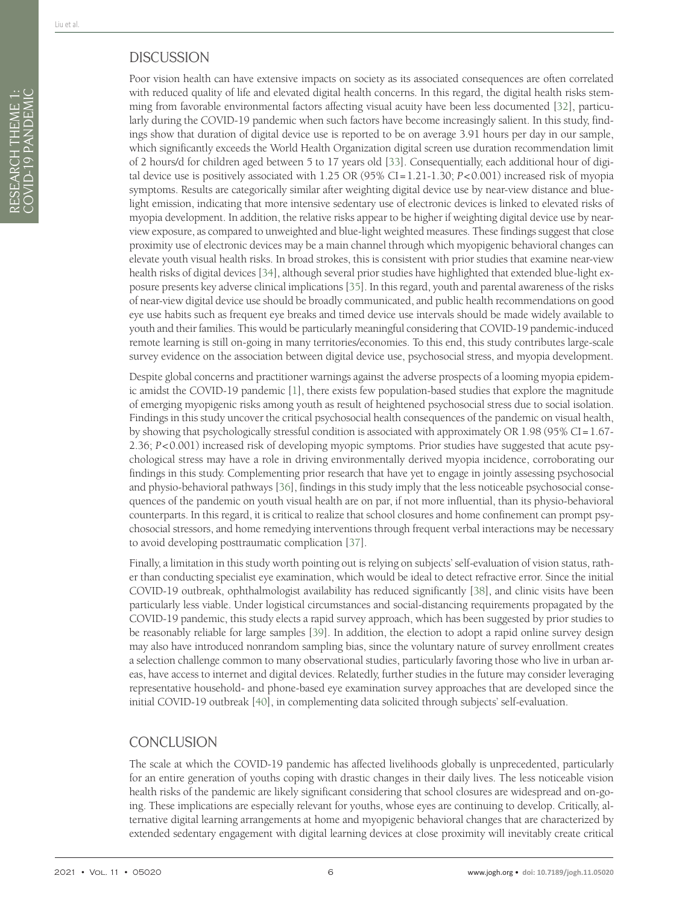## DISCUSSION

Poor vision health can have extensive impacts on society as its associated consequences are often correlated with reduced quality of life and elevated digital health concerns. In this regard, the digital health risks stemming from favorable environmental factors affecting visual acuity have been less documented [32], particularly during the COVID-19 pandemic when such factors have become increasingly salient. In this study, findings show that duration of digital device use is reported to be on average 3.91 hours per day in our sample, which significantly exceeds the World Health Organization digital screen use duration recommendation limit of 2 hours/d for children aged between 5 to 17 years old [33]. Consequentially, each additional hour of digital device use is positively associated with 1.25 OR (95% CI = 1.21-1.30; $P<0.001$) increased risk of myopia symptoms. Results are categorically similar after weighting digital device use by near-view distance and blue-light emission, indicating that more intensive sedentary use of electronic devices is linked to elevated risks of myopia development. In addition, the relative risks appear to be higher if weighting digital device use by near-view exposure, as compared to unweighted and blue-light weighted measures. These findings suggest that close proximity use of electronic devices may be a main channel through which myopigenic behavioral changes can elevate youth visual health risks. In broad strokes, this is consistent with prior studies that examine near-view health risks of digital devices [34], although several prior studies have highlighted that extended blue-light exposure presents key adverse clinical implications [35]. In this regard, youth and parental awareness of the risks of near-view digital device use should be broadly communicated, and public health recommendations on good eye use habits such as frequent eye breaks and timed device use intervals should be made widely available to youth and their families. This would be particularly meaningful considering that COVID-19 pandemic-induced remote learning is still on-going in many territories/economies. To this end, this study contributes large-scale survey evidence on the association between digital device use, psychosocial stress, and myopia development.

Despite global concerns and practitioner warnings against the adverse prospects of a looming myopia epidemic amidst the COVID-19 pandemic [1], there exists few population-based studies that explore the magnitude of emerging myopigenic risks among youth as result of heightened psychosocial stress due to social isolation. Findings in this study uncover the critical psychosocial health consequences of the pandemic on visual health, by showing that psychologically stressful condition is associated with approximately OR 1.98 (95% CI = 1.67-2.36; $P<0.001$) increased risk of developing myopic symptoms. Prior studies have suggested that acute psychological stress may have a role in driving environmentally derived myopia incidence, corroborating our findings in this study. Complementing prior research that have yet to engage in jointly assessing psychosocial and physio-behavioral pathways [36], findings in this study imply that the less noticeable psychosocial consequences of the pandemic on youth visual health are on par, if not more influential, than its physio-behavioral counterparts. In this regard, it is critical to realize that school closures and home confinement can prompt psychosocial stressors, and home remedying interventions through frequent verbal interactions may be necessary to avoid developing posttraumatic complication [37].

Finally, a limitation in this study worth pointing out is relying on subjects' self-evaluation of vision status, rather than conducting specialist eye examination, which would be ideal to detect refractive error. Since the initial COVID-19 outbreak, ophthalmologist availability has reduced significantly [38], and clinic visits have been particularly less viable. Under logistical circumstances and social-distancing requirements propagated by the COVID-19 pandemic, this study elects a rapid survey approach, which has been suggested by prior studies to be reasonably reliable for large samples [39]. In addition, the election to adopt a rapid online survey design may also have introduced nonrandom sampling bias, since the voluntary nature of survey enrollment creates a selection challenge common to many observational studies, particularly favoring those who live in urban areas, have access to internet and digital devices. Relatedly, further studies in the future may consider leveraging representative household- and phone-based eye examination survey approaches that are developed since the initial COVID-19 outbreak [40], in complementing data solicited through subjects' self-evaluation.

## CONCLUSION

The scale at which the COVID-19 pandemic has affected livelihoods globally is unprecedented, particularly for an entire generation of youths coping with drastic changes in their daily lives. The less noticeable vision health risks of the pandemic are likely significant considering that school closures are widespread and on-going. These implications are especially relevant for youths, whose eyes are continuing to develop. Critically, alternative digital learning arrangements at home and myopigenic behavioral changes that are characterized by extended sedentary engagement with digital learning devices at close proximity will inevitably create critical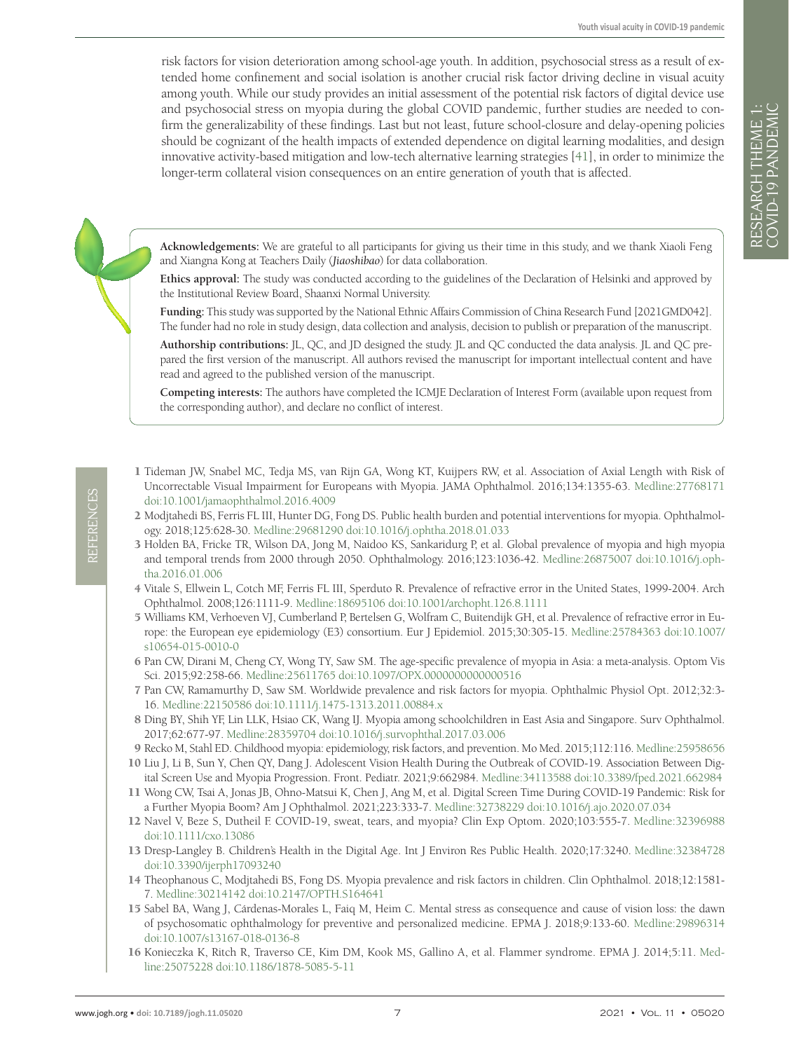risk factors for vision deterioration among school-age youth. In addition, psychosocial stress as a result of extended home confinement and social isolation is another crucial risk factor driving decline in visual acuity among youth. While our study provides an initial assessment of the potential risk factors of digital device use and psychosocial stress on myopia during the global COVID pandemic, further studies are needed to confirm the generalizability of these findings. Last but not least, future school-closure and delay-opening policies should be cognizant of the health impacts of extended dependence on digital learning modalities, and design innovative activity-based mitigation and low-tech alternative learning strategies [41], in order to minimize the longer-term collateral vision consequences on an entire generation of youth that is affected.

**Acknowledgements:** We are grateful to all participants for giving us their time in this study, and we thank Xiaoli Feng and Xiangna Kong at Teachers Daily (*Jiaoshibao*) for data collaboration.

**Ethics approval:** The study was conducted according to the guidelines of the Declaration of Helsinki and approved by the Institutional Review Board, Shaanxi Normal University.

**Funding:** This study was supported by the National Ethnic Affairs Commission of China Research Fund [2021GMD042]. The funder had no role in study design, data collection and analysis, decision to publish or preparation of the manuscript.

**Authorship contributions:** JL, QC, and JD designed the study. JL and QC conducted the data analysis. JL and QC prepared the first version of the manuscript. All authors revised the manuscript for important intellectual content and have read and agreed to the published version of the manuscript.

**Competing interests:** The authors have completed the ICMJE Declaration of Interest Form (available upon request from the corresponding author), and declare no conflict of interest.

## REFERENCES

1 Tideman JW, Snabel MC, Tedja MS, van Rijn GA, Wong KT, Kuijpers RW, et al. Association of Axial Length with Risk of Uncorrectable Visual Impairment for Europeans with Myopia. JAMA Ophthalmol. 2016;134:1355-63. Medline:27768171 doi:10.1001/jamaophthalmol.2016.4009

2 Modjtahedi BS, Ferris FL III, Hunter DG, Fong DS. Public health burden and potential interventions for myopia. Ophthalmology. 2018;125:628-30. Medline:29681290 doi:10.1016/j.ophtha.2018.01.033

3 Holden BA, Fricke TR, Wilson DA, Jong M, Naidoo KS, Sankaridurg P, et al. Global prevalence of myopia and high myopia and temporal trends from 2000 through 2050. Ophthalmology. 2016;123:1036-42. Medline:26875007 doi:10.1016/j.ophtha.2016.01.006

4 Vitale S, Ellwein L, Cotch MF, Ferris FL III, Sperduto R. Prevalence of refractive error in the United States, 1999-2004. Arch Ophthalmol. 2008;126:1111-9. Medline:18695106 doi:10.1001/archopht.126.8.1111

5 Williams KM, Verhoeven VJ, Cumberland P, Bertelsen G, Wolfram C, Buitendijk GH, et al. Prevalence of refractive error in Europe: the European eye epidemiology (E3) consortium. Eur J Epidemiol. 2015;30:305-15. Medline:25784363 doi:10.1007/s10654-015-0010-0

6 Pan CW, Dirani M, Cheng CY, Wong TY, Saw SM. The age-specific prevalence of myopia in Asia: a meta-analysis. Optom Vis Sci. 2015;92:258-66. Medline:25611765 doi:10.1097/OPX.0000000000000516

7 Pan CW, Ramamurthy D, Saw SM. Worldwide prevalence and risk factors for myopia. Ophthalmic Physiol Opt. 2012;32:3-16. Medline:22150586 doi:10.1111/j.1475-1313.2011.00884.x

8 Ding BY, Shih YF, Lin LLK, Hsiao CK, Wang IJ. Myopia among schoolchildren in East Asia and Singapore. Surv Ophthalmol. 2017;62:677-97. Medline:28359704 doi:10.1016/j.survophthal.2017.03.006

9 Recko M, Stahl ED. Childhood myopia: epidemiology, risk factors, and prevention. Mo Med. 2015;112:116. Medline:25958656

10 Liu J, Li B, Sun Y, Chen QY, Dang J. Adolescent Vision Health During the Outbreak of COVID-19. Association Between Digital Screen Use and Myopia Progression. Front. Pediatr. 2021;9:662984. Medline:34113588 doi:10.3389/fped.2021.662984

11 Wong CW, Tsai A, Jonas JB, Ohno-Matsui K, Chen J, Ang M, et al. Digital Screen Time During COVID-19 Pandemic: Risk for a Further Myopia Boom? Am J Ophthalmol. 2021;223:333-7. Medline:32738229 doi:10.1016/j.ajo.2020.07.034

12 Navel V, Beze S, Dutheil F. COVID-19, sweat, tears, and myopia? Clin Exp Optom. 2020;103:555-7. Medline:32396988 doi:10.1111/cxo.13086

13 Dresp-Langley B. Children's Health in the Digital Age. Int J Environ Res Public Health. 2020;17:3240. Medline:32384728 doi:10.3390/ijerph17093240

14 Theophanous C, Modjtahedi BS, Fong DS. Myopia prevalence and risk factors in children. Clin Ophthalmol. 2018;12:1581-7. Medline:30214142 doi:10.2147/OPTH.S164641

15 Sabel BA, Wang J, Cárdenas-Morales L, Faiq M, Heim C. Mental stress as consequence and cause of vision loss: the dawn of psychosomatic ophthalmology for preventive and personalized medicine. EPMA J. 2018;9:133-60. Medline:29896314 doi:10.1007/s13167-018-0136-8

16 Konieczka K, Ritch R, Traverso CE, Kim DM, Kook MS, Gallino A, et al. Flammer syndrome. EPMA J. 2014;5:11. Medline:25075228 doi:10.1186/1878-5085-5-11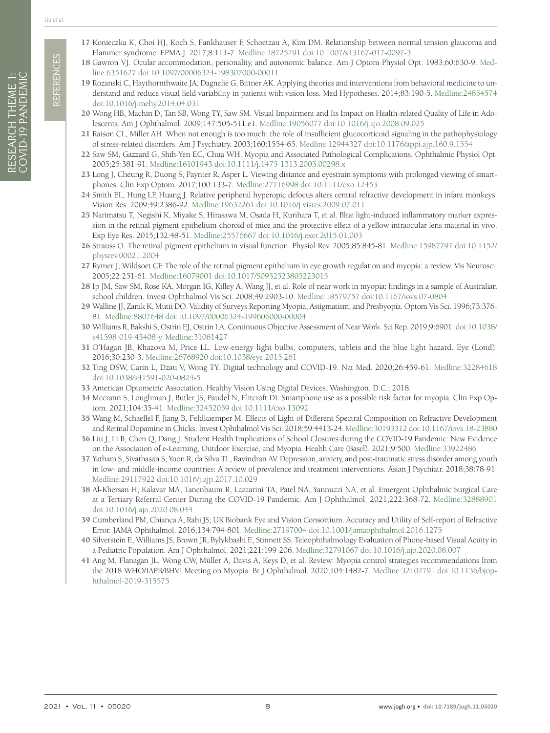17 Konieczka K, Choi HJ, Koch S, Fankhauser F, Schoetzau A, Kim DM. Relationship between normal tension glaucoma and Flammer syndrome. EPMA J. 2017;8:111-7. Medline:28725291 doi:10.1007/s13167-017-0097-3

18 Gawron VJ. Ocular accommodation, personality, and autonomic balance. Am J Optom Physiol Opt. 1983;60:630-9. Medline:6351627 doi:10.1097/00006324-198307000-00011

19 Rozanski C, Haythornthwaite JA, Dagnelie G, Bittner AK. Applying theories and interventions from behavioral medicine to understand and reduce visual field variability in patients with vision loss. Med Hypotheses. 2014;83:190-5. Medline:24854574 doi:10.1016/j.mehy.2014.04.031

20 Wong HB, Machin D, Tan SB, Wong TY, Saw SM. Visual Impairment and Its Impact on Health-related Quality of Life in Adolescents. Am J Ophthalmol. 2009;147:505-511.e1. Medline:19056077 doi:10.1016/j.ajo.2008.09.025

21 Raison CL, Miller AH. When not enough is too much: the role of insufficient glucocorticoid signaling in the pathophysiology of stress-related disorders. Am J Psychiatry. 2003;160:1554-65. Medline:12944327 doi:10.1176/appi.ajp.160.9.1554

22 Saw SM, Gazzard G, Shih-Yen EC, Chua WH. Myopia and Associated Pathological Complications. Ophthalmic Physiol Opt. 2005;25:381-91. Medline:16101943 doi:10.1111/j.1475-1313.2005.00298.x

23 Long J, Cheung R, Duong S, Paynter R, Asper L. Viewing distance and eyestrain symptoms with prolonged viewing of smartphones. Clin Exp Optom. 2017;100:133-7. Medline:27716998 doi:10.1111/cxo.12453

24 Smith EL, Hung LF, Huang J. Relative peripheral hyperopic defocus alters central refractive development in infant monkeys. Vision Res. 2009;49:2386-92. Medline:19632261 doi:10.1016/j.visres.2009.07.011

25 Narimatsu T, Negishi K, Miyake S, Hirasawa M, Osada H, Kurihara T, et al. Blue light-induced inflammatory marker expression in the retinal pigment epithelium-choroid of mice and the protective effect of a yellow intraocular lens material in vivo. Exp Eye Res. 2015;132:48-51. Medline:25576667 doi:10.1016/j.exer.2015.01.003

26 Strauss O. The retinal pigment epithelium in visual function. Physiol Rev. 2005;85:845-81. Medline:15987797 doi:10.1152/physrev.00021.2004

27 Rymer J, Wildsoet CF. The role of the retinal pigment epithelium in eye growth regulation and myopia: a review. Vis Neurosci. 2005;22:251-61. Medline:16079001 doi:10.1017/S0952523805223015

28 Ip JM, Saw SM, Rose KA, Morgan IG, Kifley A, Wang JJ, et al. Role of near work in myopia: findings in a sample of Australian school children. Invest Ophthalmol Vis Sci. 2008;49:2903-10. Medline:18579757 doi:10.1167/iovs.07-0804

29 Walline JJ, Zanik K, Mutti DO. Validity of Surveys Reporting Myopia, Astigmatism, and Presbyopia. Optom Vis Sci. 1996;73:376-81. Medline:8807648 doi:10.1097/00006324-199606000-00004

30 Williams R, Bakshi S, Ostrin EJ, Ostrin LA. Continuous Objective Assessment of Near Work. Sci Rep. 2019;9:6901. doi:10.1038/s41598-019-43408-y. Medline:31061427

31 O'Hagan JB, Khazova M, Price LL. Low-energy light bulbs, computers, tablets and the blue light hazard. Eye (Lond). 2016;30:230-3. Medline:26768920 doi:10.1038/eye.2015.261

32 Ting DSW, Carin L, Dzau V, Wong TY. Digital technology and COVID-19. Nat Med. 2020;26:459-61. Medline:32284618 doi:10.1038/s41591-020-0824-5

33 American Optometric Association. Healthy Vision Using Digital Devices. Washington, D.C.; 2018.

34 Mccrann S, Loughman J, Butler JS, Paudel N, Flitcroft DI. Smartphone use as a possible risk factor for myopia. Clin Exp Optom. 2021;104:35-41. Medline:32452059 doi:10.1111/cxo.13092

35 Wang M, Schaeffel F, Jiang B, Feldkaemper M. Effects of Light of Different Spectral Composition on Refractive Development and Retinal Dopamine in Chicks. Invest Ophthalmol Vis Sci. 2018;59:4413-24. Medline:30193312 doi:10.1167/iovs.18-23880

36 Liu J, Li B, Chen Q, Dang J. Student Health Implications of School Closures during the COVID-19 Pandemic: New Evidence on the Association of e-Learning, Outdoor Exercise, and Myopia. Health Care (Basel). 2021;9:500. Medline:33922486

37 Yatham S, Sivathasan S, Yoon R, da Silva TL, Ravindran AV. Depression, anxiety, and post-traumatic stress disorder among youth in low- and middle-income countries: A review of prevalence and treatment interventions. Asian J Psychiatr. 2018;38:78-91. Medline:29117922 doi:10.1016/j.ajp.2017.10.029

38 Al-Khersan H, Kalavar MA, Tanenbaum R, Lazzarini TA, Patel NA, Yannuzzi NA, et al. Emergent Ophthalmic Surgical Care at a Tertiary Referral Center During the COVID-19 Pandemic. Am J Ophthalmol. 2021;222:368-72. Medline:32888901 doi:10.1016/j.ajo.2020.08.044

39 Cumberland PM, Chianca A, Rahi JS; UK Biobank Eye and Vision Consortium. Accuracy and Utility of Self-report of Refractive Error. JAMA Ophthalmol. 2016;134:794-801. Medline:27197004 doi:10.1001/jamaophthalmol.2016.1275

40 Silverstein E, Williams JS, Brown JR, Bylykbashi E, Stinnett SS. Teleophthalmology Evaluation of Phone-based Visual Acuity in a Pediatric Population. Am J Ophthalmol. 2021;221:199-206. Medline:32791067 doi:10.1016/j.ajo.2020.08.007

41 Ang M, Flanagan JL, Wong CW, Müller A, Davis A, Keys D, et al. Review: Myopia control strategies recommendations from the 2018 WHO/IAPB/BHVI Meeting on Myopia. Br J Ophthalmol. 2020;104:1482-7. Medline:32102791 doi:10.1136/bjophthalmol-2019-315575